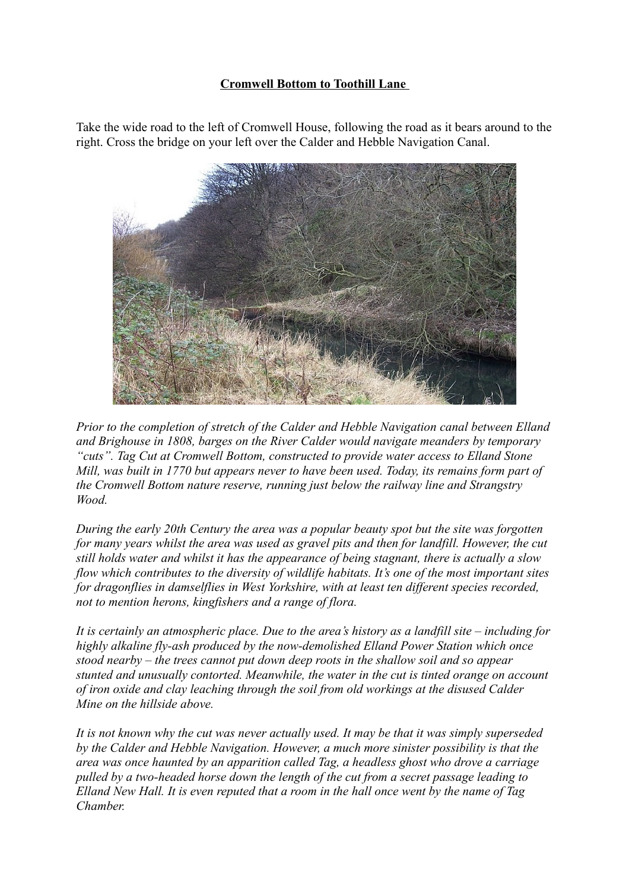**Cromwell Bottom to Toothill Lane**

Take the wide road to the left of Cromwell House, following the road as it bears around to the right. Cross the bridge on your left over the Calder and Hebble Navigation Canal.

*Prior to the completion of stretch of the Calder and Hebble Navigation canal between Elland and Brighouse in 1808, barges on the River Calder would navigate meanders by temporary "cuts". Tag Cut at Cromwell Bottom, constructed to provide water access to Elland Stone Mill, was built in 1770 but appears never to have been used. Today, its remains form part of the Cromwell Bottom nature reserve, running just below the railway line and Strangstry Wood.*

*During the early 20th Century the area was a popular beauty spot but the site was forgotten for many years whilst the area was used as gravel pits and then for landfill. However, the cut still holds water and whilst it has the appearance of being stagnant, there is actually a slow flow which contributes to the diversity of wildlife habitats. It's one of the most important sites for dragonflies in damselflies in West Yorkshire, with at least ten different species recorded, not to mention herons, kingfishers and a range of flora.*

*It is certainly an atmospheric place. Due to the area's history as a landfill site – including for highly alkaline fly-ash produced by the now-demolished Elland Power Station which once stood nearby – the trees cannot put down deep roots in the shallow soil and so appear stunted and unusually contorted. Meanwhile, the water in the cut is tinted orange on account of iron oxide and clay leaching through the soil from old workings at the disused Calder Mine on the hillside above.*

*It is not known why the cut was never actually used. It may be that it was simply superseded by the Calder and Hebble Navigation. However, a much more sinister possibility is that the area was once haunted by an apparition called Tag, a headless ghost who drove a carriage pulled by a two-headed horse down the length of the cut from a secret passage leading to Elland New Hall. It is even reputed that a room in the hall once went by the name of Tag Chamber.*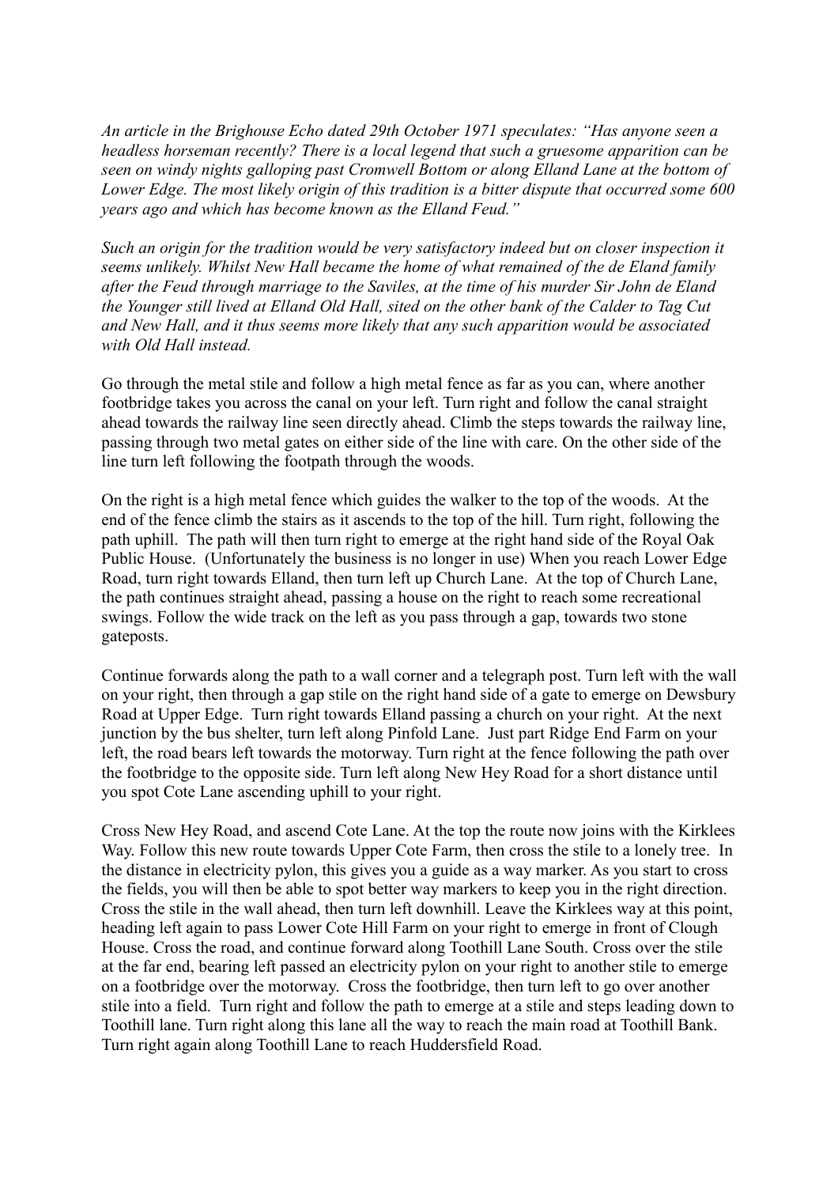*An article in the Brighouse Echo dated 29th October 1971 speculates: "Has anyone seen a headless horseman recently? There is a local legend that such a gruesome apparition can be seen on windy nights galloping past Cromwell Bottom or along Elland Lane at the bottom of Lower Edge. The most likely origin of this tradition is a bitter dispute that occurred some 600 years ago and which has become known as the Elland Feud."*

*Such an origin for the tradition would be very satisfactory indeed but on closer inspection it seems unlikely. Whilst New Hall became the home of what remained of the de Eland family after the Feud through marriage to the Saviles, at the time of his murder Sir John de Eland the Younger still lived at Elland Old Hall, sited on the other bank of the Calder to Tag Cut and New Hall, and it thus seems more likely that any such apparition would be associated with Old Hall instead.*

Go through the metal stile and follow a high metal fence as far as you can, where another footbridge takes you across the canal on your left. Turn right and follow the canal straight ahead towards the railway line seen directly ahead. Climb the steps towards the railway line, passing through two metal gates on either side of the line with care. On the other side of the line turn left following the footpath through the woods.

On the right is a high metal fence which guides the walker to the top of the woods. At the end of the fence climb the stairs as it ascends to the top of the hill. Turn right, following the path uphill. The path will then turn right to emerge at the right hand side of the Royal Oak Public House. (Unfortunately the business is no longer in use) When you reach Lower Edge Road, turn right towards Elland, then turn left up Church Lane. At the top of Church Lane, the path continues straight ahead, passing a house on the right to reach some recreational swings. Follow the wide track on the left as you pass through a gap, towards two stone gateposts.

Continue forwards along the path to a wall corner and a telegraph post. Turn left with the wall on your right, then through a gap stile on the right hand side of a gate to emerge on Dewsbury Road at Upper Edge. Turn right towards Elland passing a church on your right. At the next junction by the bus shelter, turn left along Pinfold Lane. Just part Ridge End Farm on your left, the road bears left towards the motorway. Turn right at the fence following the path over the footbridge to the opposite side. Turn left along New Hey Road for a short distance until you spot Cote Lane ascending uphill to your right.

Cross New Hey Road, and ascend Cote Lane. At the top the route now joins with the Kirklees Way. Follow this new route towards Upper Cote Farm, then cross the stile to a lonely tree. In the distance in electricity pylon, this gives you a guide as a way marker. As you start to cross the fields, you will then be able to spot better way markers to keep you in the right direction. Cross the stile in the wall ahead, then turn left downhill. Leave the Kirklees way at this point, heading left again to pass Lower Cote Hill Farm on your right to emerge in front of Clough House. Cross the road, and continue forward along Toothill Lane South. Cross over the stile at the far end, bearing left passed an electricity pylon on your right to another stile to emerge on a footbridge over the motorway. Cross the footbridge, then turn left to go over another stile into a field. Turn right and follow the path to emerge at a stile and steps leading down to Toothill lane. Turn right along this lane all the way to reach the main road at Toothill Bank. Turn right again along Toothill Lane to reach Huddersfield Road.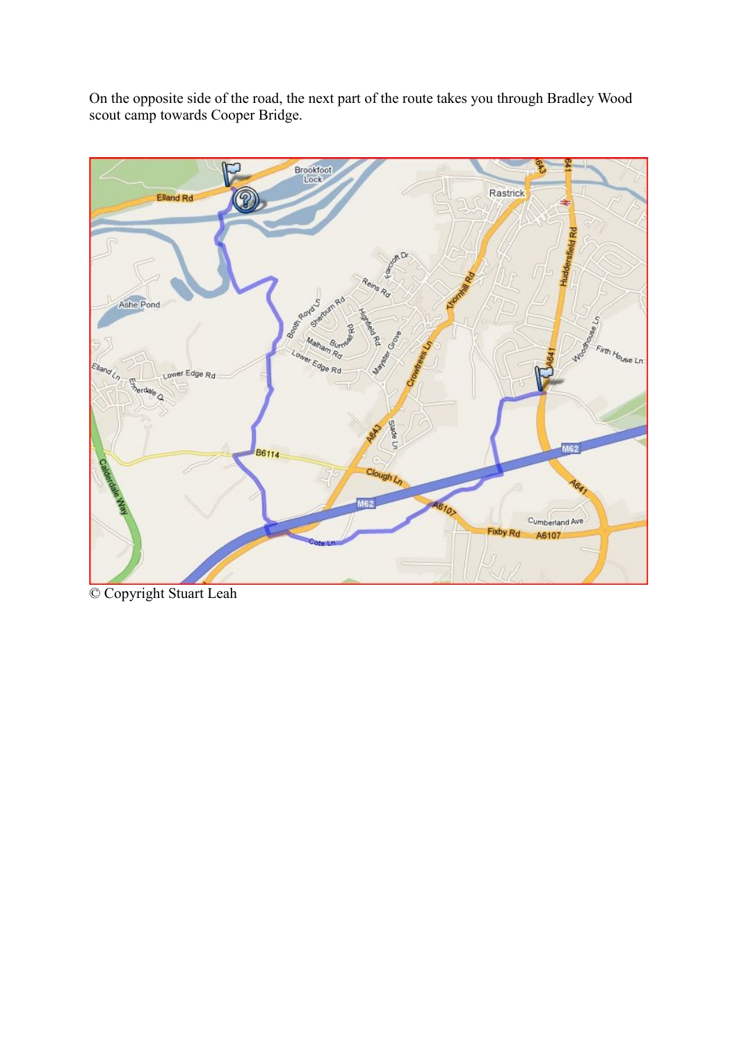On the opposite side of the road, the next part of the route takes you through Bradley Wood scout camp towards Cooper Bridge.

Brookfoot Lock
Elland Rd
Rastrick
Huddersfield Rd
Ashe Pond
Booth Royd Ln
Sherburn Rd
Reins Rd
Foxcroft Dr
Highfield Rd
Burnsall Rd
Malham Rd
Lower Edge Rd
Mayster Grove
Crowtrees Ln
Thornhill Rd
Woodhouse Ln
Firth House Ln
A641
Elland Ln
Emerdale Dr
Lower Edge Rd
A643
Slade Ln
B6114
Clough Ln
M62
M62
A6107
A641
Calderdale Way
Cote Ln
Fixby Rd
A6107
Cumberland Ave

© Copyright Stuart Leah